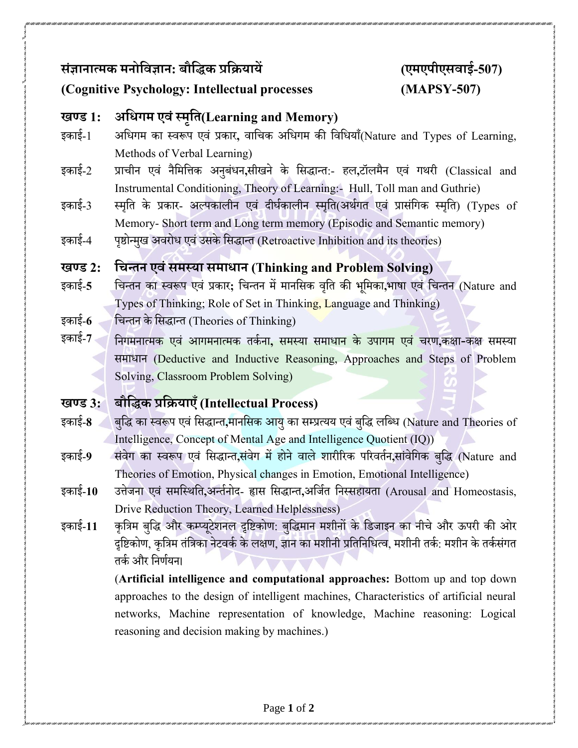**संज्ञानात्मक मनोविज्ञान: बौद्धिक प्रक्रियायें** **(एमएपीएसवाई-507)**

**(Cognitive Psychology: Intellectual processes** **(MAPSY-507)**

## खण्ड 1: अधिगम एवं स्मृति(Learning and Memory)

इकाई-1 अधिगम का स्वरूप एवं प्रकार, वाचिक अधिगम की विधियाँ(Nature and Types of Learning, Methods of Verbal Learning)

इकाई-2 प्राचीन एवं नैमित्तिक अनुबंधन,सीखने के सिद्धान्त:- हल,टॉलमैन एवं गथरी (Classical and Instrumental Conditioning, Theory of Learning:- Hull, Toll man and Guthrie)

इकाई-3 स्मृति के प्रकार- अल्पकालीन एवं दीर्घकालीन स्मृति(अर्थगत एवं प्रासंगिक स्मृति) (Types of Memory- Short term and Long term memory (Episodic and Semantic memory)

इकाई-4 पृष्ठोन्मुख अवरोध एवं उसके सिद्धान्त (Retroactive Inhibition and its theories)

## खण्ड 2: चिन्तन एवं समस्या समाधान (Thinking and Problem Solving)

इकाई-**5** चिन्तन का स्वरूप एवं प्रकार; चिन्तन में मानसिक वृति की भूमिका,भाषा एवं चिन्तन (Nature and Types of Thinking; Role of Set in Thinking, Language and Thinking)

इकाई-**6** चिन्तन के सिद्धान्त (Theories of Thinking)

इकाई-**7** निगमनात्मक एवं आगमनात्मक तर्कना, समस्या समाधान के उपागम एवं चरण,कक्षा-कक्ष समस्या समाधान (Deductive and Inductive Reasoning, Approaches and Steps of Problem Solving, Classroom Problem Solving)

## खण्ड 3: बौद्धिक प्रक्रियाएँ (Intellectual Process)

इकाई-**8** बुद्धि का स्वरूप एवं सिद्धान्त,मानसिक आयु का सम्प्रत्यय एवं बुद्धि लब्धि (Nature and Theories of Intelligence, Concept of Mental Age and Intelligence Quotient (IQ))

इकाई-**9** संवेग का स्वरूप एवं सिद्धान्त,संवेग में होने वाले शारीरिक परिवर्तन,सांवेगिक बुद्धि (Nature and Theories of Emotion, Physical changes in Emotion, Emotional Intelligence)

इकाई-**10** उत्तेजना एवं समस्थिति,अन्तर्नोद- ह्रास सिद्धान्त,अर्जित निस्सहायता (Arousal and Homeostasis, Drive Reduction Theory, Learned Helplessness)

इकाई-**11** कृत्रिम बुद्धि और कम्प्यूटेशनल दृष्टिकोण: बुद्धिमान मशीनों के डिजाइन का नीचे और ऊपरी की ओर दृष्टिकोण, कृत्रिम तंत्रिका नेटवर्क के लक्षण, ज्ञान का मशीनी प्रतिनिधित्व, मशीनी तर्क: मशीन के तर्कसंगत तर्क और निर्णयन।

(**Artificial intelligence and computational approaches:** Bottom up and top down approaches to the design of intelligent machines, Characteristics of artificial neural networks, Machine representation of knowledge, Machine reasoning: Logical reasoning and decision making by machines.)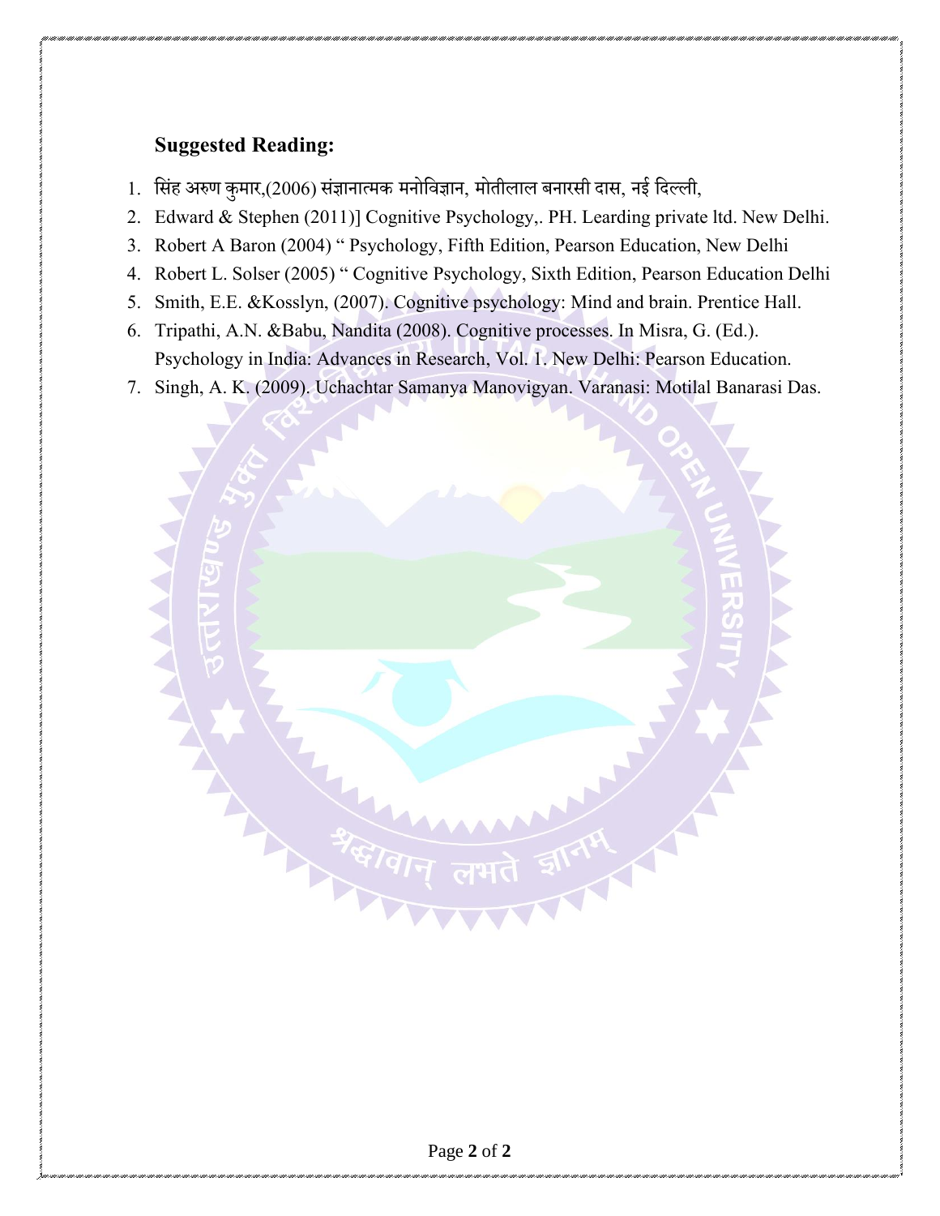### Suggested Reading:

1. सिंह अरुण कुमार,(2006) संज्ञानात्मक मनोविज्ञान, मोतीलाल बनारसी दास, नई दिल्ली,
2. Edward & Stephen (2011)] Cognitive Psychology,. PH. Learding private ltd. New Delhi.
3. Robert A Baron (2004) " Psychology, Fifth Edition, Pearson Education, New Delhi
4. Robert L. Solser (2005) " Cognitive Psychology, Sixth Edition, Pearson Education Delhi
5. Smith, E.E. &Kosslyn, (2007). Cognitive psychology: Mind and brain. Prentice Hall.
6. Tripathi, A.N. &Babu, Nandita (2008). Cognitive processes. In Misra, G. (Ed.). Psychology in India: Advances in Research, Vol. 1. New Delhi: Pearson Education.
7. Singh, A. K. (2009). Uchachtar Samanya Manovigyan. Varanasi: Motilal Banarasi Das.